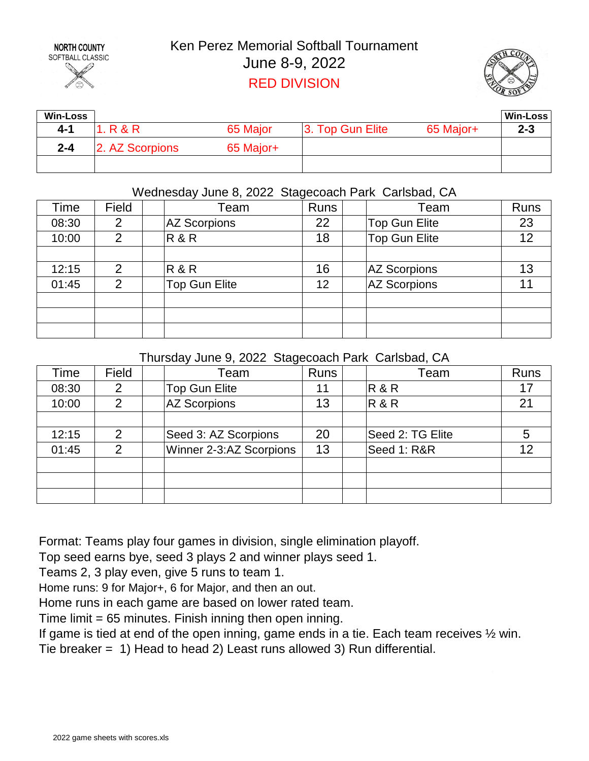NORTH COUNTY SOFTBALL CLASSIC

# Ken Perez Memorial Softball Tournament

## June 8-9, 2022

## RED DIVISION

| Win-Loss | | | | | Win-Loss |
|---|---|---|---|---|---|
| 4-1 | 1. R & R | 65 Major | 3. Top Gun Elite | 65 Major+ | 2-3 |
| 2-4 | 2. AZ Scorpions | 65 Major+ | | | |
| | | | | | |

Wednesday June 8, 2022 Stagecoach Park Carlsbad, CA

| Time | Field | | Team | Runs | | Team | Runs |
|---|---|---|---|---|---|---|---|
| 08:30 | 2 | | AZ Scorpions | 22 | | Top Gun Elite | 23 |
| 10:00 | 2 | | R & R | 18 | | Top Gun Elite | 12 |
| | | | | | | | |
| 12:15 | 2 | | R & R | 16 | | AZ Scorpions | 13 |
| 01:45 | 2 | | Top Gun Elite | 12 | | AZ Scorpions | 11 |
| | | | | | | | |
| | | | | | | | |
| | | | | | | | |

Thursday June 9, 2022 Stagecoach Park Carlsbad, CA

| Time | Field | | Team | Runs | | Team | Runs |
|---|---|---|---|---|---|---|---|
| 08:30 | 2 | | Top Gun Elite | 11 | | R & R | 17 |
| 10:00 | 2 | | AZ Scorpions | 13 | | R & R | 21 |
| | | | | | | | |
| 12:15 | 2 | | Seed 3: AZ Scorpions | 20 | | Seed 2: TG Elite | 5 |
| 01:45 | 2 | | Winner 2-3:AZ Scorpions | 13 | | Seed 1: R&R | 12 |
| | | | | | | | |
| | | | | | | | |
| | | | | | | | |

Format: Teams play four games in division, single elimination playoff.
Top seed earns bye, seed 3 plays 2 and winner plays seed 1.
Teams 2, 3 play even, give 5 runs to team 1.
Home runs: 9 for Major+, 6 for Major, and then an out.
Home runs in each game are based on lower rated team.
Time limit = 65 minutes. Finish inning then open inning.
If game is tied at end of the open inning, game ends in a tie. Each team receives ½ win.
Tie breaker = 1) Head to head 2) Least runs allowed 3) Run differential.

2022 game sheets with scores.xls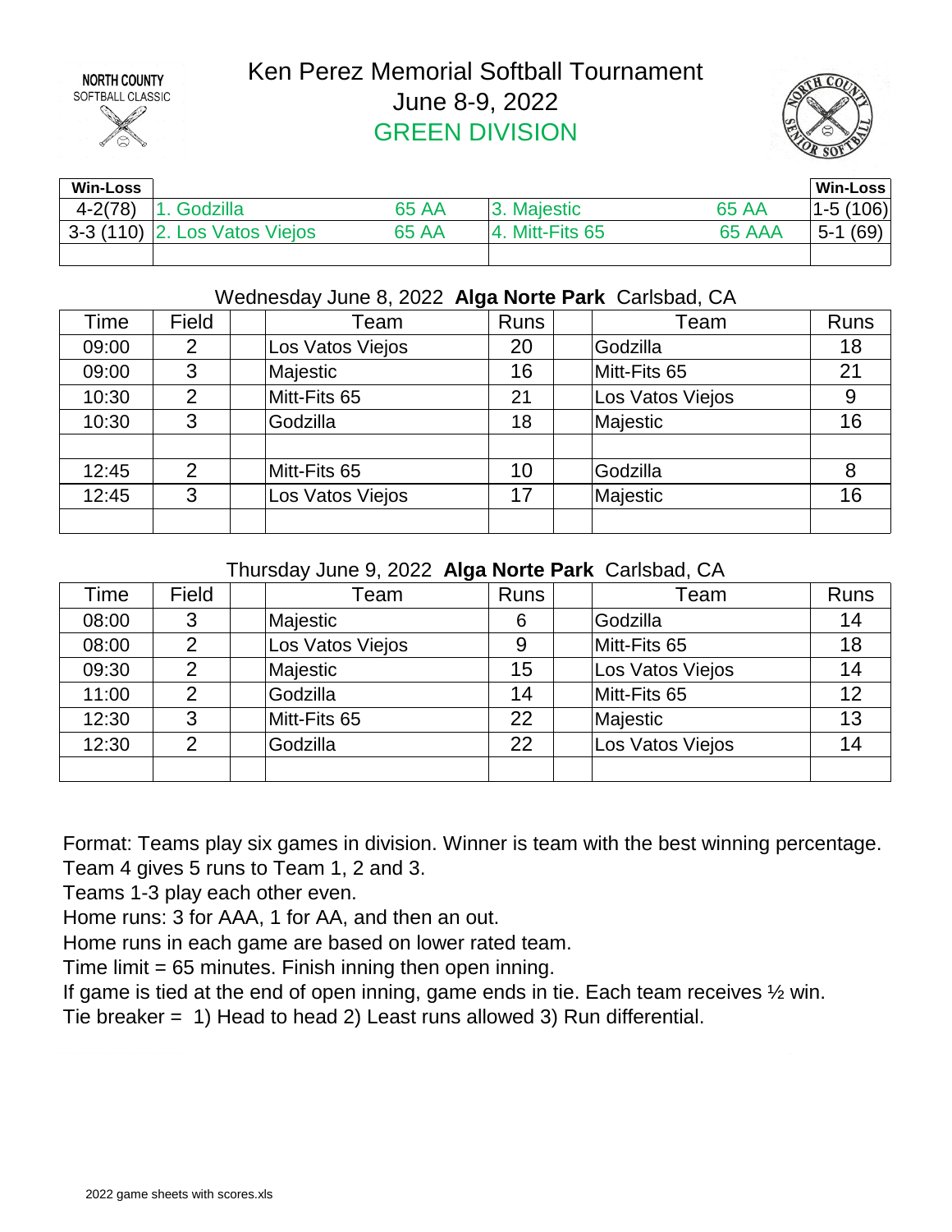NORTH COUNTY
SOFTBALL CLASSIC

# Ken Perez Memorial Softball Tournament

## June 8-9, 2022

## GREEN DIVISION

| Win-Loss | | | | | Win-Loss |
|---|---|---|---|---|---|
| 4-2(78) | 1. Godzilla | 65 AA | 3. Majestic | 65 AA | 1-5 (106) |
| 3-3 (110) | 2. Los Vatos Viejos | 65 AA | 4. Mitt-Fits 65 | 65 AAA | 5-1 (69) |
| | | | | | |

### Wednesday June 8, 2022 **Alga Norte Park** Carlsbad, CA

| Time | Field | | Team | Runs | | Team | Runs |
|---|---|---|---|---|---|---|---|
| 09:00 | 2 | | Los Vatos Viejos | 20 | | Godzilla | 18 |
| 09:00 | 3 | | Majestic | 16 | | Mitt-Fits 65 | 21 |
| 10:30 | 2 | | Mitt-Fits 65 | 21 | | Los Vatos Viejos | 9 |
| 10:30 | 3 | | Godzilla | 18 | | Majestic | 16 |
| | | | | | | | |
| 12:45 | 2 | | Mitt-Fits 65 | 10 | | Godzilla | 8 |
| 12:45 | 3 | | Los Vatos Viejos | 17 | | Majestic | 16 |
| | | | | | | | |

### Thursday June 9, 2022 **Alga Norte Park** Carlsbad, CA

| Time | Field | | Team | Runs | | Team | Runs |
|---|---|---|---|---|---|---|---|
| 08:00 | 3 | | Majestic | 6 | | Godzilla | 14 |
| 08:00 | 2 | | Los Vatos Viejos | 9 | | Mitt-Fits 65 | 18 |
| 09:30 | 2 | | Majestic | 15 | | Los Vatos Viejos | 14 |
| 11:00 | 2 | | Godzilla | 14 | | Mitt-Fits 65 | 12 |
| 12:30 | 3 | | Mitt-Fits 65 | 22 | | Majestic | 13 |
| 12:30 | 2 | | Godzilla | 22 | | Los Vatos Viejos | 14 |
| | | | | | | | |

Format: Teams play six games in division. Winner is team with the best winning percentage.
Team 4 gives 5 runs to Team 1, 2 and 3.
Teams 1-3 play each other even.
Home runs: 3 for AAA, 1 for AA, and then an out.
Home runs in each game are based on lower rated team.
Time limit = 65 minutes. Finish inning then open inning.
If game is tied at the end of open inning, game ends in tie. Each team receives ½ win.
Tie breaker = 1) Head to head 2) Least runs allowed 3) Run differential.

2022 game sheets with scores.xls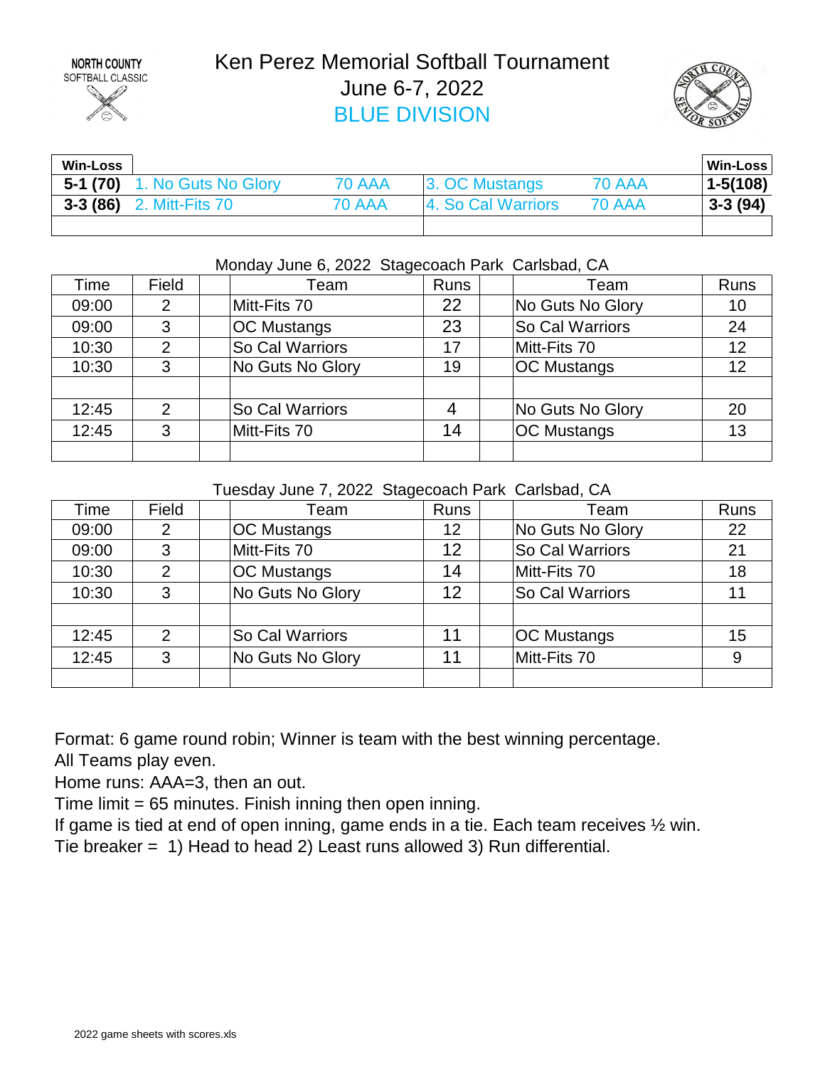NORTH COUNTY
SOFTBALL CLASSIC

# Ken Perez Memorial Softball Tournament

## June 6-7, 2022

## BLUE DIVISION

| Win-Loss | | | | | Win-Loss |
|---|---|---|---|---|---|
| 5-1 (70) | 1. No Guts No Glory | 70 AAA | 3. OC Mustangs | 70 AAA | 1-5(108) |
| 3-3 (86) | 2. Mitt-Fits 70 | 70 AAA | 4. So Cal Warriors | 70 AAA | 3-3 (94) |

Monday June 6, 2022 Stagecoach Park Carlsbad, CA

| Time | Field | | Team | Runs | | Team | Runs |
|---|---|---|---|---|---|---|---|
| 09:00 | 2 | | Mitt-Fits 70 | 22 | | No Guts No Glory | 10 |
| 09:00 | 3 | | OC Mustangs | 23 | | So Cal Warriors | 24 |
| 10:30 | 2 | | So Cal Warriors | 17 | | Mitt-Fits 70 | 12 |
| 10:30 | 3 | | No Guts No Glory | 19 | | OC Mustangs | 12 |
| | | | | | | | |
| 12:45 | 2 | | So Cal Warriors | 4 | | No Guts No Glory | 20 |
| 12:45 | 3 | | Mitt-Fits 70 | 14 | | OC Mustangs | 13 |

Tuesday June 7, 2022 Stagecoach Park Carlsbad, CA

| Time | Field | | Team | Runs | | Team | Runs |
|---|---|---|---|---|---|---|---|
| 09:00 | 2 | | OC Mustangs | 12 | | No Guts No Glory | 22 |
| 09:00 | 3 | | Mitt-Fits 70 | 12 | | So Cal Warriors | 21 |
| 10:30 | 2 | | OC Mustangs | 14 | | Mitt-Fits 70 | 18 |
| 10:30 | 3 | | No Guts No Glory | 12 | | So Cal Warriors | 11 |
| | | | | | | | |
| 12:45 | 2 | | So Cal Warriors | 11 | | OC Mustangs | 15 |
| 12:45 | 3 | | No Guts No Glory | 11 | | Mitt-Fits 70 | 9 |

Format: 6 game round robin; Winner is team with the best winning percentage.
All Teams play even.
Home runs: AAA=3, then an out.
Time limit = 65 minutes. Finish inning then open inning.
If game is tied at end of open inning, game ends in a tie. Each team receives ½ win.
Tie breaker = 1) Head to head 2) Least runs allowed 3) Run differential.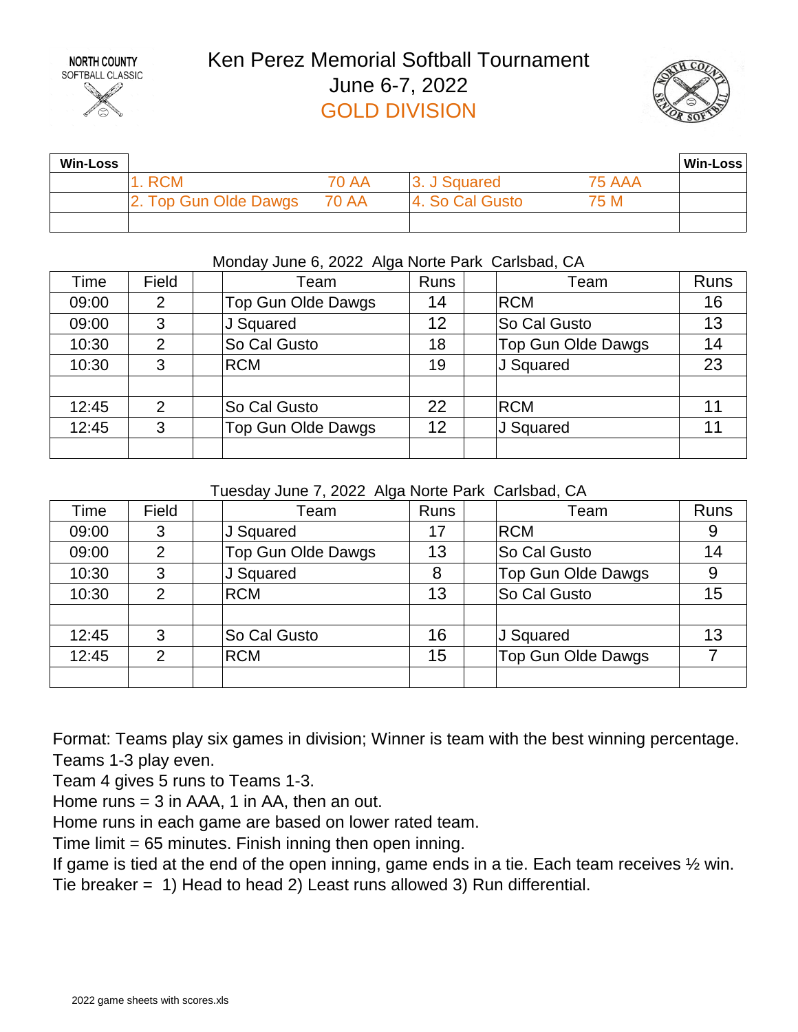# Ken Perez Memorial Softball Tournament

## June 6-7, 2022

## GOLD DIVISION

| Win-Loss | | | | | Win-Loss |
|---|---|---|---|---|---|
| | 1. RCM | 70 AA | 3. J Squared | 75 AAA | |
| | 2. Top Gun Olde Dawgs | 70 AA | 4. So Cal Gusto | 75 M | |
| | | | | | |

Monday June 6, 2022 Alga Norte Park Carlsbad, CA

| Time | Field | | Team | Runs | | Team | Runs |
|---|---|---|---|---|---|---|---|
| 09:00 | 2 | | Top Gun Olde Dawgs | 14 | | RCM | 16 |
| 09:00 | 3 | | J Squared | 12 | | So Cal Gusto | 13 |
| 10:30 | 2 | | So Cal Gusto | 18 | | Top Gun Olde Dawgs | 14 |
| 10:30 | 3 | | RCM | 19 | | J Squared | 23 |
| | | | | | | | |
| 12:45 | 2 | | So Cal Gusto | 22 | | RCM | 11 |
| 12:45 | 3 | | Top Gun Olde Dawgs | 12 | | J Squared | 11 |
| | | | | | | | |

Tuesday June 7, 2022 Alga Norte Park Carlsbad, CA

| Time | Field | | Team | Runs | | Team | Runs |
|---|---|---|---|---|---|---|---|
| 09:00 | 3 | | J Squared | 17 | | RCM | 9 |
| 09:00 | 2 | | Top Gun Olde Dawgs | 13 | | So Cal Gusto | 14 |
| 10:30 | 3 | | J Squared | 8 | | Top Gun Olde Dawgs | 9 |
| 10:30 | 2 | | RCM | 13 | | So Cal Gusto | 15 |
| | | | | | | | |
| 12:45 | 3 | | So Cal Gusto | 16 | | J Squared | 13 |
| 12:45 | 2 | | RCM | 15 | | Top Gun Olde Dawgs | 7 |
| | | | | | | | |

Format: Teams play six games in division; Winner is team with the best winning percentage.
Teams 1-3 play even.
Team 4 gives 5 runs to Teams 1-3.
Home runs = 3 in AAA, 1 in AA, then an out.
Home runs in each game are based on lower rated team.
Time limit = 65 minutes. Finish inning then open inning.
If game is tied at the end of the open inning, game ends in a tie. Each team receives ½ win.
Tie breaker = 1) Head to head 2) Least runs allowed 3) Run differential.

2022 game sheets with scores.xls